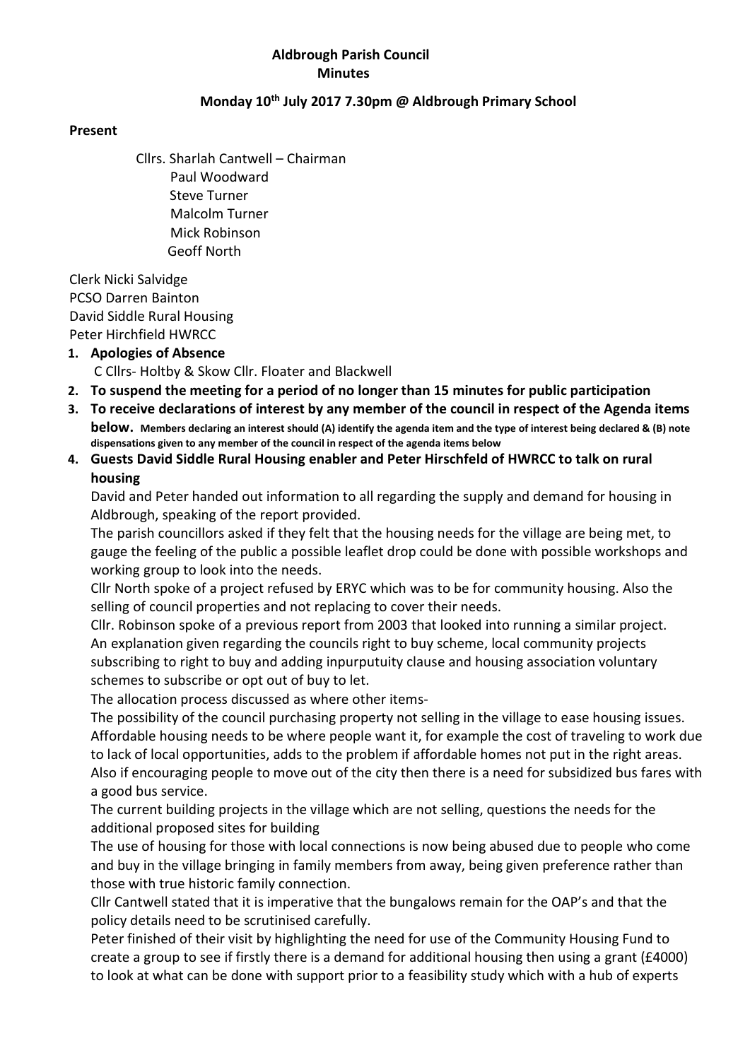**Aldbrough Parish Council**
**Minutes**

**Monday 10th July 2017 7.30pm @ Aldbrough Primary School**

**Present**

Cllrs. Sharlah Cantwell – Chairman
Paul Woodward
Steve Turner
Malcolm Turner
Mick Robinson
Geoff North

Clerk Nicki Salvidge
PCSO Darren Bainton
David Siddle Rural Housing
Peter Hirchfield HWRCC

1. **Apologies of Absence**
   C Cllrs- Holtby & Skow Cllr. Floater and Blackwell
2. **To suspend the meeting for a period of no longer than 15 minutes for public participation**
3. **To receive declarations of interest by any member of the council in respect of the Agenda items below. Members declaring an interest should (A) identify the agenda item and the type of interest being declared & (B) note dispensations given to any member of the council in respect of the agenda items below**
4. **Guests David Siddle Rural Housing enabler and Peter Hirschfeld of HWRCC to talk on rural housing**
   David and Peter handed out information to all regarding the supply and demand for housing in Aldbrough, speaking of the report provided.
   The parish councillors asked if they felt that the housing needs for the village are being met, to gauge the feeling of the public a possible leaflet drop could be done with possible workshops and working group to look into the needs.
   Cllr North spoke of a project refused by ERYC which was to be for community housing. Also the selling of council properties and not replacing to cover their needs.
   Cllr. Robinson spoke of a previous report from 2003 that looked into running a similar project.
   An explanation given regarding the councils right to buy scheme, local community projects subscribing to right to buy and adding inpurputuity clause and housing association voluntary schemes to subscribe or opt out of buy to let.
   The allocation process discussed as where other items-
   The possibility of the council purchasing property not selling in the village to ease housing issues.
   Affordable housing needs to be where people want it, for example the cost of traveling to work due to lack of local opportunities, adds to the problem if affordable homes not put in the right areas.
   Also if encouraging people to move out of the city then there is a need for subsidized bus fares with a good bus service.
   The current building projects in the village which are not selling, questions the needs for the additional proposed sites for building
   The use of housing for those with local connections is now being abused due to people who come and buy in the village bringing in family members from away, being given preference rather than those with true historic family connection.
   Cllr Cantwell stated that it is imperative that the bungalows remain for the OAP's and that the policy details need to be scrutinised carefully.
   Peter finished of their visit by highlighting the need for use of the Community Housing Fund to create a group to see if firstly there is a demand for additional housing then using a grant (£4000) to look at what can be done with support prior to a feasibility study which with a hub of experts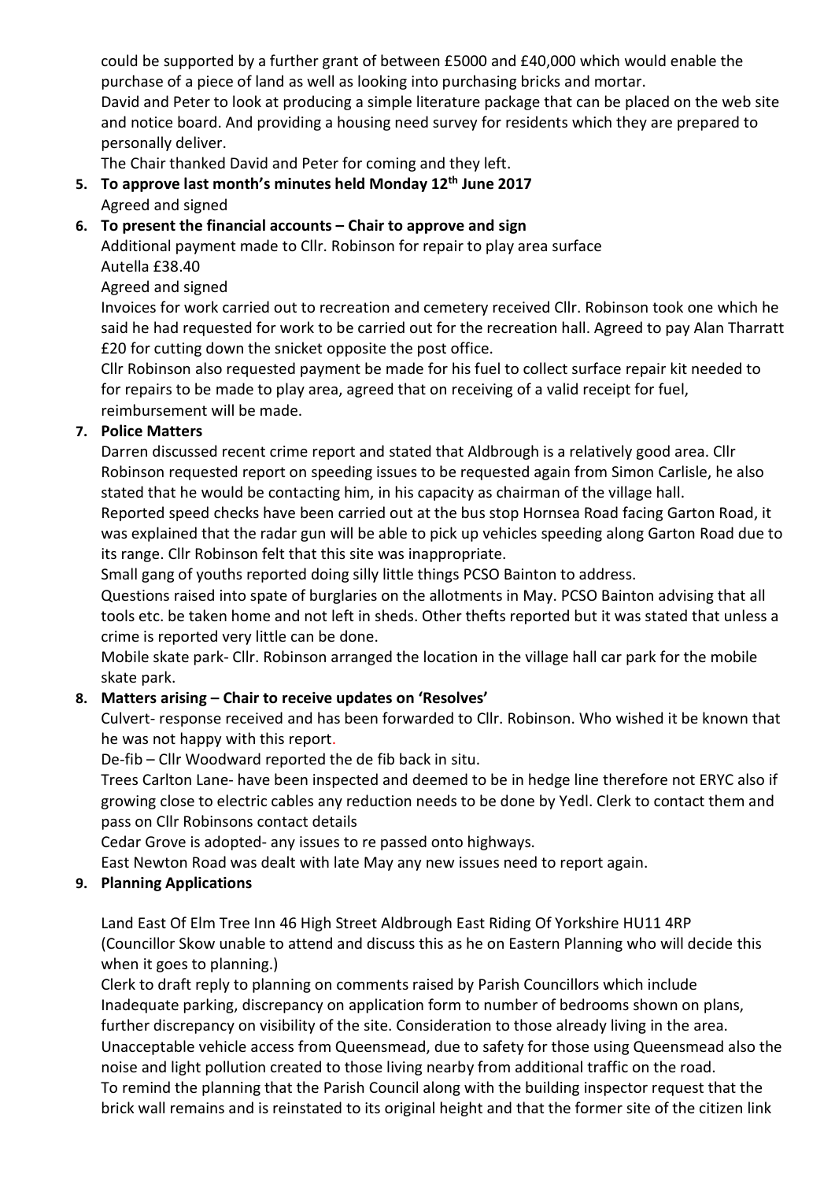could be supported by a further grant of between £5000 and £40,000 which would enable the purchase of a piece of land as well as looking into purchasing bricks and mortar.

David and Peter to look at producing a simple literature package that can be placed on the web site and notice board. And providing a housing need survey for residents which they are prepared to personally deliver.

The Chair thanked David and Peter for coming and they left.

5. **To approve last month's minutes held Monday 12th June 2017**

   Agreed and signed

6. **To present the financial accounts – Chair to approve and sign**

   Additional payment made to Cllr. Robinson for repair to play area surface

   Autella £38.40

   Agreed and signed

   Invoices for work carried out to recreation and cemetery received Cllr. Robinson took one which he said he had requested for work to be carried out for the recreation hall. Agreed to pay Alan Tharratt £20 for cutting down the snicket opposite the post office.

   Cllr Robinson also requested payment be made for his fuel to collect surface repair kit needed to for repairs to be made to play area, agreed that on receiving of a valid receipt for fuel, reimbursement will be made.

7. **Police Matters**

   Darren discussed recent crime report and stated that Aldbrough is a relatively good area. Cllr Robinson requested report on speeding issues to be requested again from Simon Carlisle, he also stated that he would be contacting him, in his capacity as chairman of the village hall.

   Reported speed checks have been carried out at the bus stop Hornsea Road facing Garton Road, it was explained that the radar gun will be able to pick up vehicles speeding along Garton Road due to its range. Cllr Robinson felt that this site was inappropriate.

   Small gang of youths reported doing silly little things PCSO Bainton to address.

   Questions raised into spate of burglaries on the allotments in May. PCSO Bainton advising that all tools etc. be taken home and not left in sheds. Other thefts reported but it was stated that unless a crime is reported very little can be done.

   Mobile skate park- Cllr. Robinson arranged the location in the village hall car park for the mobile skate park.

8. **Matters arising – Chair to receive updates on 'Resolves'**

   Culvert- response received and has been forwarded to Cllr. Robinson. Who wished it be known that he was not happy with this report.

   De-fib – Cllr Woodward reported the de fib back in situ.

   Trees Carlton Lane- have been inspected and deemed to be in hedge line therefore not ERYC also if growing close to electric cables any reduction needs to be done by Yedl. Clerk to contact them and pass on Cllr Robinsons contact details

   Cedar Grove is adopted- any issues to re passed onto highways.

   East Newton Road was dealt with late May any new issues need to report again.

9. **Planning Applications**

   Land East Of Elm Tree Inn 46 High Street Aldbrough East Riding Of Yorkshire HU11 4RP (Councillor Skow unable to attend and discuss this as he on Eastern Planning who will decide this when it goes to planning.)

   Clerk to draft reply to planning on comments raised by Parish Councillors which include Inadequate parking, discrepancy on application form to number of bedrooms shown on plans, further discrepancy on visibility of the site. Consideration to those already living in the area. Unacceptable vehicle access from Queensmead, due to safety for those using Queensmead also the noise and light pollution created to those living nearby from additional traffic on the road.

   To remind the planning that the Parish Council along with the building inspector request that the brick wall remains and is reinstated to its original height and that the former site of the citizen link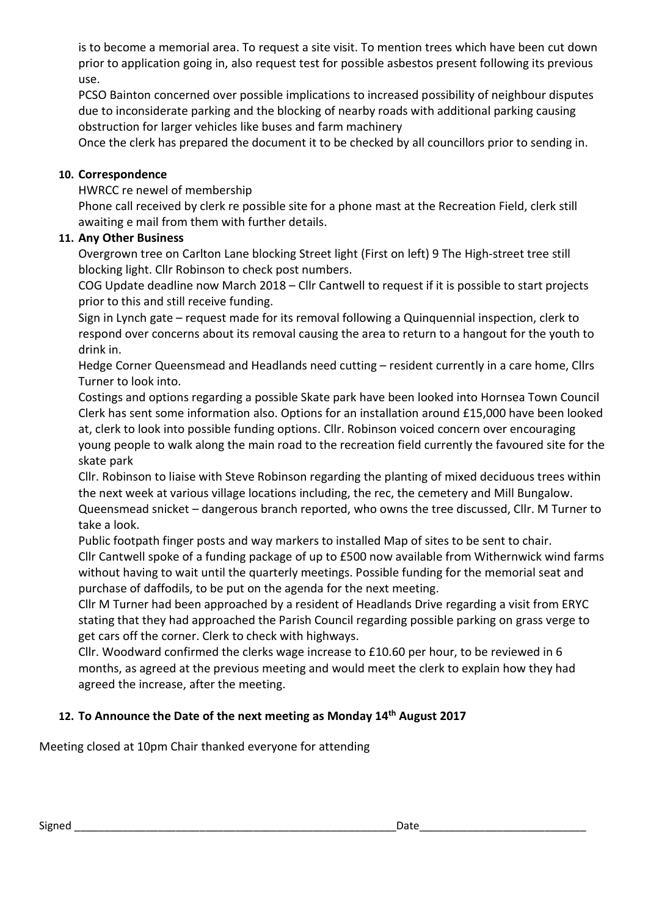is to become a memorial area. To request a site visit. To mention trees which have been cut down prior to application going in, also request test for possible asbestos present following its previous use.

PCSO Bainton concerned over possible implications to increased possibility of neighbour disputes due to inconsiderate parking and the blocking of nearby roads with additional parking causing obstruction for larger vehicles like buses and farm machinery

Once the clerk has prepared the document it to be checked by all councillors prior to sending in.

**10. Correspondence**

HWRCC re newel of membership

Phone call received by clerk re possible site for a phone mast at the Recreation Field, clerk still awaiting e mail from them with further details.

**11. Any Other Business**

Overgrown tree on Carlton Lane blocking Street light (First on left) 9 The High-street tree still blocking light. Cllr Robinson to check post numbers.

COG Update deadline now March 2018 – Cllr Cantwell to request if it is possible to start projects prior to this and still receive funding.

Sign in Lynch gate – request made for its removal following a Quinquennial inspection, clerk to respond over concerns about its removal causing the area to return to a hangout for the youth to drink in.

Hedge Corner Queensmead and Headlands need cutting – resident currently in a care home, Cllrs Turner to look into.

Costings and options regarding a possible Skate park have been looked into Hornsea Town Council Clerk has sent some information also. Options for an installation around £15,000 have been looked at, clerk to look into possible funding options. Cllr. Robinson voiced concern over encouraging young people to walk along the main road to the recreation field currently the favoured site for the skate park

Cllr. Robinson to liaise with Steve Robinson regarding the planting of mixed deciduous trees within the next week at various village locations including, the rec, the cemetery and Mill Bungalow.

Queensmead snicket – dangerous branch reported, who owns the tree discussed, Cllr. M Turner to take a look.

Public footpath finger posts and way markers to installed Map of sites to be sent to chair.

Cllr Cantwell spoke of a funding package of up to £500 now available from Withernwick wind farms without having to wait until the quarterly meetings. Possible funding for the memorial seat and purchase of daffodils, to be put on the agenda for the next meeting.

Cllr M Turner had been approached by a resident of Headlands Drive regarding a visit from ERYC stating that they had approached the Parish Council regarding possible parking on grass verge to get cars off the corner. Clerk to check with highways.

Cllr. Woodward confirmed the clerks wage increase to £10.60 per hour, to be reviewed in 6 months, as agreed at the previous meeting and would meet the clerk to explain how they had agreed the increase, after the meeting.

**12. To Announce the Date of the next meeting as Monday 14th August 2017**

Meeting closed at 10pm Chair thanked everyone for attending

Signed ______________________________________________________ Date___________________________